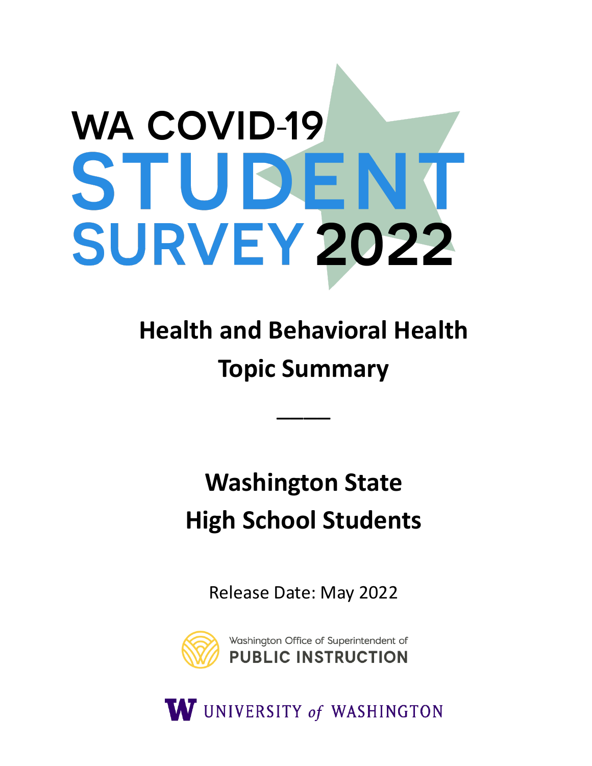# WA COVID-19 STUDENT SURVEY 2022

## Health and Behavioral Health Topic Summary

---

## Washington State High School Students

Release Date: May 2022

Washington Office of Superintendent of PUBLIC INSTRUCTION

UNIVERSITY of WASHINGTON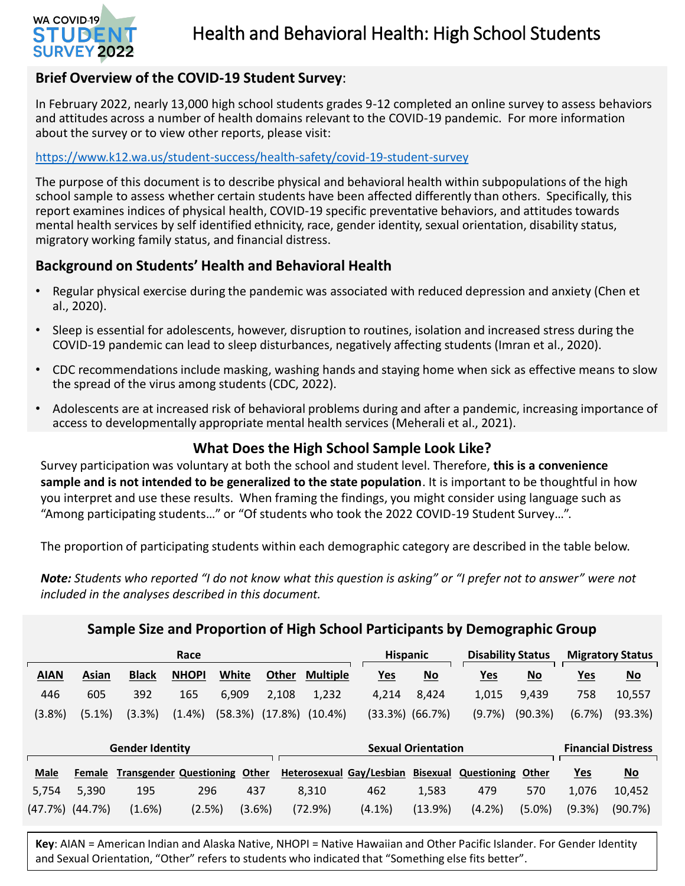# Health and Behavioral Health: High School Students

## Brief Overview of the COVID-19 Student Survey:

In February 2022, nearly 13,000 high school students grades 9-12 completed an online survey to assess behaviors and attitudes across a number of health domains relevant to the COVID-19 pandemic. For more information about the survey or to view other reports, please visit:

https://www.k12.wa.us/student-success/health-safety/covid-19-student-survey

The purpose of this document is to describe physical and behavioral health within subpopulations of the high school sample to assess whether certain students have been affected differently than others. Specifically, this report examines indices of physical health, COVID-19 specific preventative behaviors, and attitudes towards mental health services by self identified ethnicity, race, gender identity, sexual orientation, disability status, migratory working family status, and financial distress.

## Background on Students' Health and Behavioral Health

- Regular physical exercise during the pandemic was associated with reduced depression and anxiety (Chen et al., 2020).
- Sleep is essential for adolescents, however, disruption to routines, isolation and increased stress during the COVID-19 pandemic can lead to sleep disturbances, negatively affecting students (Imran et al., 2020).
- CDC recommendations include masking, washing hands and staying home when sick as effective means to slow the spread of the virus among students (CDC, 2022).
- Adolescents are at increased risk of behavioral problems during and after a pandemic, increasing importance of access to developmentally appropriate mental health services (Meherali et al., 2021).

## What Does the High School Sample Look Like?

Survey participation was voluntary at both the school and student level. Therefore, **this is a convenience sample and is not intended to be generalized to the state population**. It is important to be thoughtful in how you interpret and use these results. When framing the findings, you might consider using language such as "Among participating students…" or "Of students who took the 2022 COVID-19 Student Survey…".

The proportion of participating students within each demographic category are described in the table below.

***Note:*** *Students who reported "I do not know what this question is asking" or "I prefer not to answer" were not included in the analyses described in this document.*

### Sample Size and Proportion of High School Participants by Demographic Group

| Race | | | | | | | Hispanic | | Disability Status | | Migratory Status | |
|---|---|---|---|---|---|---|---|---|---|---|---|---|
| AIAN | Asian | Black | NHOPI | White | Other | Multiple | Yes | No | Yes | No | Yes | No |
| 446 | 605 | 392 | 165 | 6,909 | 2,108 | 1,232 | 4,214 | 8,424 | 1,015 | 9,439 | 758 | 10,557 |
| (3.8%) | (5.1%) | (3.3%) | (1.4%) | (58.3%) | (17.8%) | (10.4%) | (33.3%) | (66.7%) | (9.7%) | (90.3%) | (6.7%) | (93.3%) |

| Gender Identity | | | | | Sexual Orientation | | | | | Financial Distress | |
|---|---|---|---|---|---|---|---|---|---|---|---|
| Male | Female | Transgender | Questioning | Other | Heterosexual | Gay/Lesbian | Bisexual | Questioning | Other | Yes | No |
| 5,754 | 5,390 | 195 | 296 | 437 | 8,310 | 462 | 1,583 | 479 | 570 | 1,076 | 10,452 |
| (47.7%) | (44.7%) | (1.6%) | (2.5%) | (3.6%) | (72.9%) | (4.1%) | (13.9%) | (4.2%) | (5.0%) | (9.3%) | (90.7%) |

**Key**: AIAN = American Indian and Alaska Native, NHOPI = Native Hawaiian and Other Pacific Islander. For Gender Identity and Sexual Orientation, "Other" refers to students who indicated that "Something else fits better".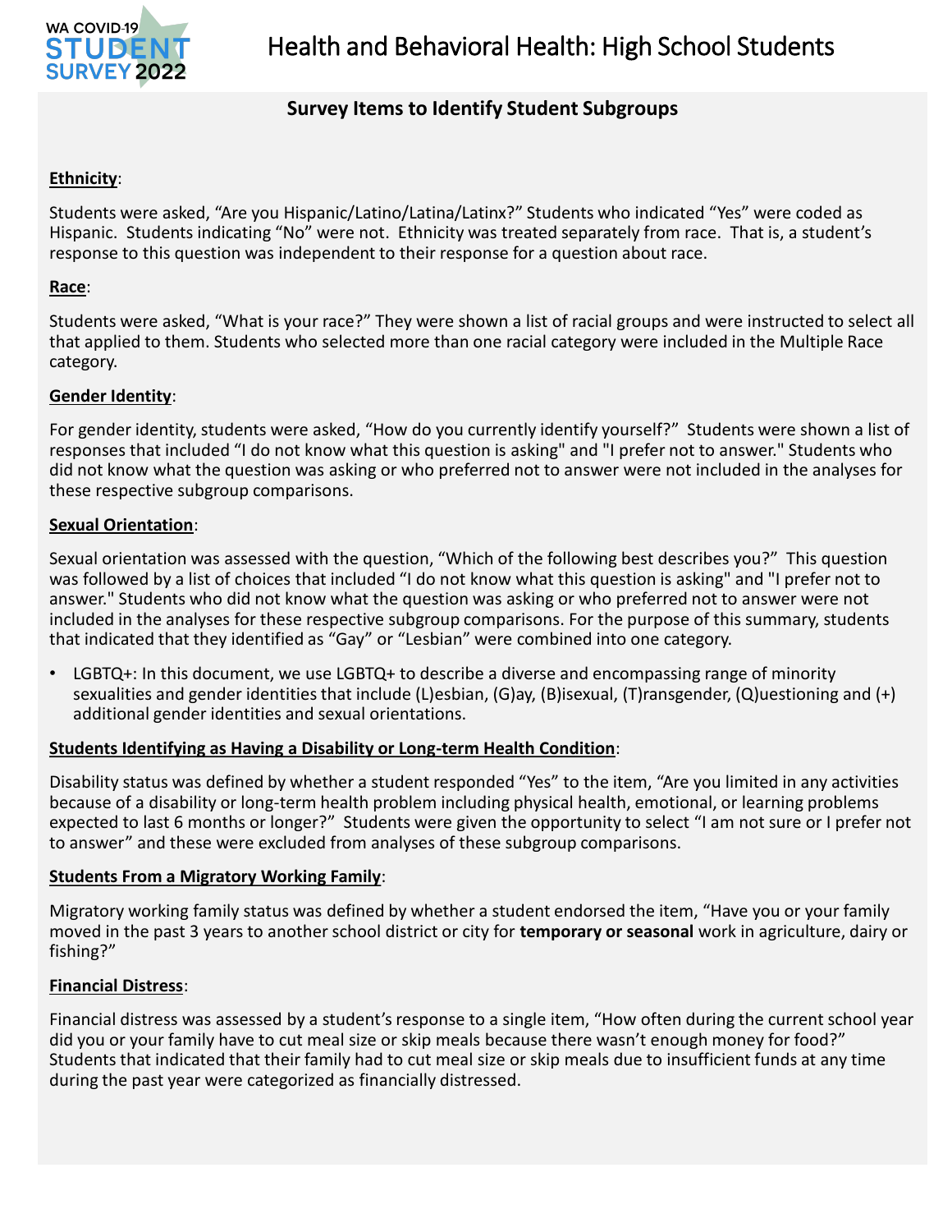# Health and Behavioral Health: High School Students

## Survey Items to Identify Student Subgroups

**Ethnicity**:

Students were asked, "Are you Hispanic/Latino/Latina/Latinx?" Students who indicated "Yes" were coded as Hispanic. Students indicating "No" were not. Ethnicity was treated separately from race. That is, a student's response to this question was independent to their response for a question about race.

**Race**:

Students were asked, "What is your race?" They were shown a list of racial groups and were instructed to select all that applied to them. Students who selected more than one racial category were included in the Multiple Race category.

**Gender Identity**:

For gender identity, students were asked, "How do you currently identify yourself?" Students were shown a list of responses that included "I do not know what this question is asking" and "I prefer not to answer." Students who did not know what the question was asking or who preferred not to answer were not included in the analyses for these respective subgroup comparisons.

**Sexual Orientation**:

Sexual orientation was assessed with the question, "Which of the following best describes you?" This question was followed by a list of choices that included "I do not know what this question is asking" and "I prefer not to answer." Students who did not know what the question was asking or who preferred not to answer were not included in the analyses for these respective subgroup comparisons. For the purpose of this summary, students that indicated that they identified as "Gay" or "Lesbian" were combined into one category.

- LGBTQ+: In this document, we use LGBTQ+ to describe a diverse and encompassing range of minority sexualities and gender identities that include (L)esbian, (G)ay, (B)isexual, (T)ransgender, (Q)uestioning and (+) additional gender identities and sexual orientations.

**Students Identifying as Having a Disability or Long-term Health Condition**:

Disability status was defined by whether a student responded "Yes" to the item, "Are you limited in any activities because of a disability or long-term health problem including physical health, emotional, or learning problems expected to last 6 months or longer?" Students were given the opportunity to select "I am not sure or I prefer not to answer" and these were excluded from analyses of these subgroup comparisons.

**Students From a Migratory Working Family**:

Migratory working family status was defined by whether a student endorsed the item, "Have you or your family moved in the past 3 years to another school district or city for **temporary or seasonal** work in agriculture, dairy or fishing?"

**Financial Distress**:

Financial distress was assessed by a student's response to a single item, "How often during the current school year did you or your family have to cut meal size or skip meals because there wasn't enough money for food?" Students that indicated that their family had to cut meal size or skip meals due to insufficient funds at any time during the past year were categorized as financially distressed.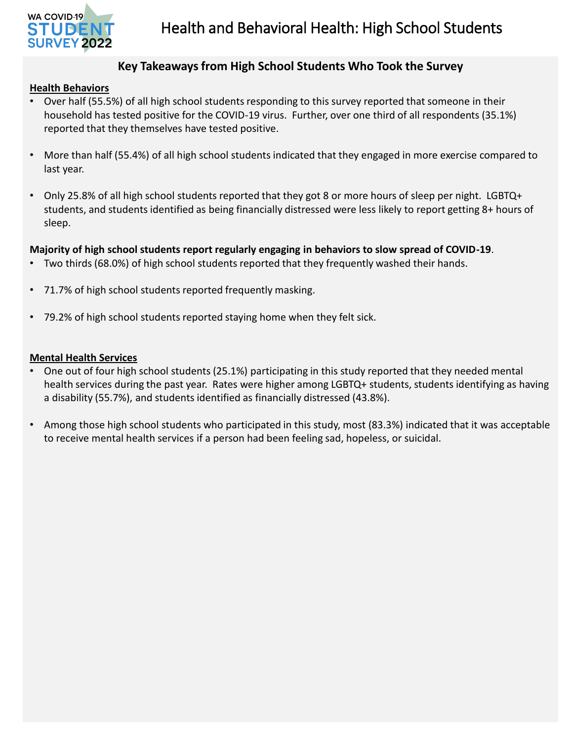# Health and Behavioral Health: High School Students

## Key Takeaways from High School Students Who Took the Survey

### Health Behaviors

- Over half (55.5%) of all high school students responding to this survey reported that someone in their household has tested positive for the COVID-19 virus. Further, over one third of all respondents (35.1%) reported that they themselves have tested positive.
- More than half (55.4%) of all high school students indicated that they engaged in more exercise compared to last year.
- Only 25.8% of all high school students reported that they got 8 or more hours of sleep per night. LGBTQ+ students, and students identified as being financially distressed were less likely to report getting 8+ hours of sleep.

**Majority of high school students report regularly engaging in behaviors to slow spread of COVID-19**.

- Two thirds (68.0%) of high school students reported that they frequently washed their hands.
- 71.7% of high school students reported frequently masking.
- 79.2% of high school students reported staying home when they felt sick.

### Mental Health Services

- One out of four high school students (25.1%) participating in this study reported that they needed mental health services during the past year. Rates were higher among LGBTQ+ students, students identifying as having a disability (55.7%), and students identified as financially distressed (43.8%).
- Among those high school students who participated in this study, most (83.3%) indicated that it was acceptable to receive mental health services if a person had been feeling sad, hopeless, or suicidal.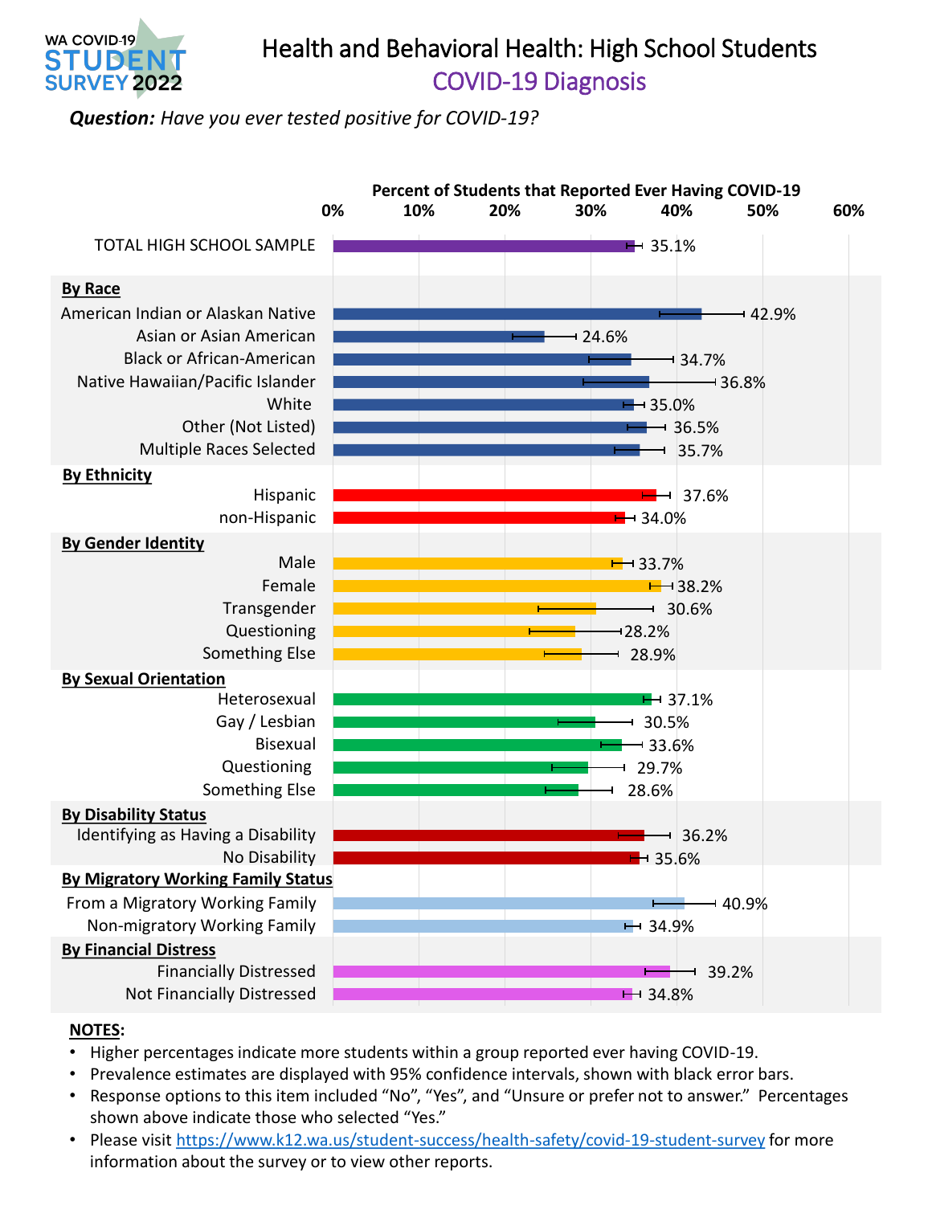# Health and Behavioral Health: High School Students

## COVID-19 Diagnosis

***Question:** Have you ever tested positive for COVID-19?*

**Percent of Students that Reported Ever Having COVID-19**

| Group | Percent |
|---|---|
| TOTAL HIGH SCHOOL SAMPLE | 35.1% |
| **By Race** | |
| American Indian or Alaskan Native | 42.9% |
| Asian or Asian American | 24.6% |
| Black or African-American | 34.7% |
| Native Hawaiian/Pacific Islander | 36.8% |
| White | 35.0% |
| Other (Not Listed) | 36.5% |
| Multiple Races Selected | 35.7% |
| **By Ethnicity** | |
| Hispanic | 37.6% |
| non-Hispanic | 34.0% |
| **By Gender Identity** | |
| Male | 33.7% |
| Female | 38.2% |
| Transgender | 30.6% |
| Questioning | 28.2% |
| Something Else | 28.9% |
| **By Sexual Orientation** | |
| Heterosexual | 37.1% |
| Gay / Lesbian | 30.5% |
| Bisexual | 33.6% |
| Questioning | 29.7% |
| Something Else | 28.6% |
| **By Disability Status** | |
| Identifying as Having a Disability | 36.2% |
| No Disability | 35.6% |
| **By Migratory Working Family Status** | |
| From a Migratory Working Family | 40.9% |
| Non-migratory Working Family | 34.9% |
| **By Financial Distress** | |
| Financially Distressed | 39.2% |
| Not Financially Distressed | 34.8% |

**NOTES:**

- Higher percentages indicate more students within a group reported ever having COVID-19.
- Prevalence estimates are displayed with 95% confidence intervals, shown with black error bars.
- Response options to this item included "No", "Yes", and "Unsure or prefer not to answer." Percentages shown above indicate those who selected "Yes."
- Please visit https://www.k12.wa.us/student-success/health-safety/covid-19-student-survey for more information about the survey or to view other reports.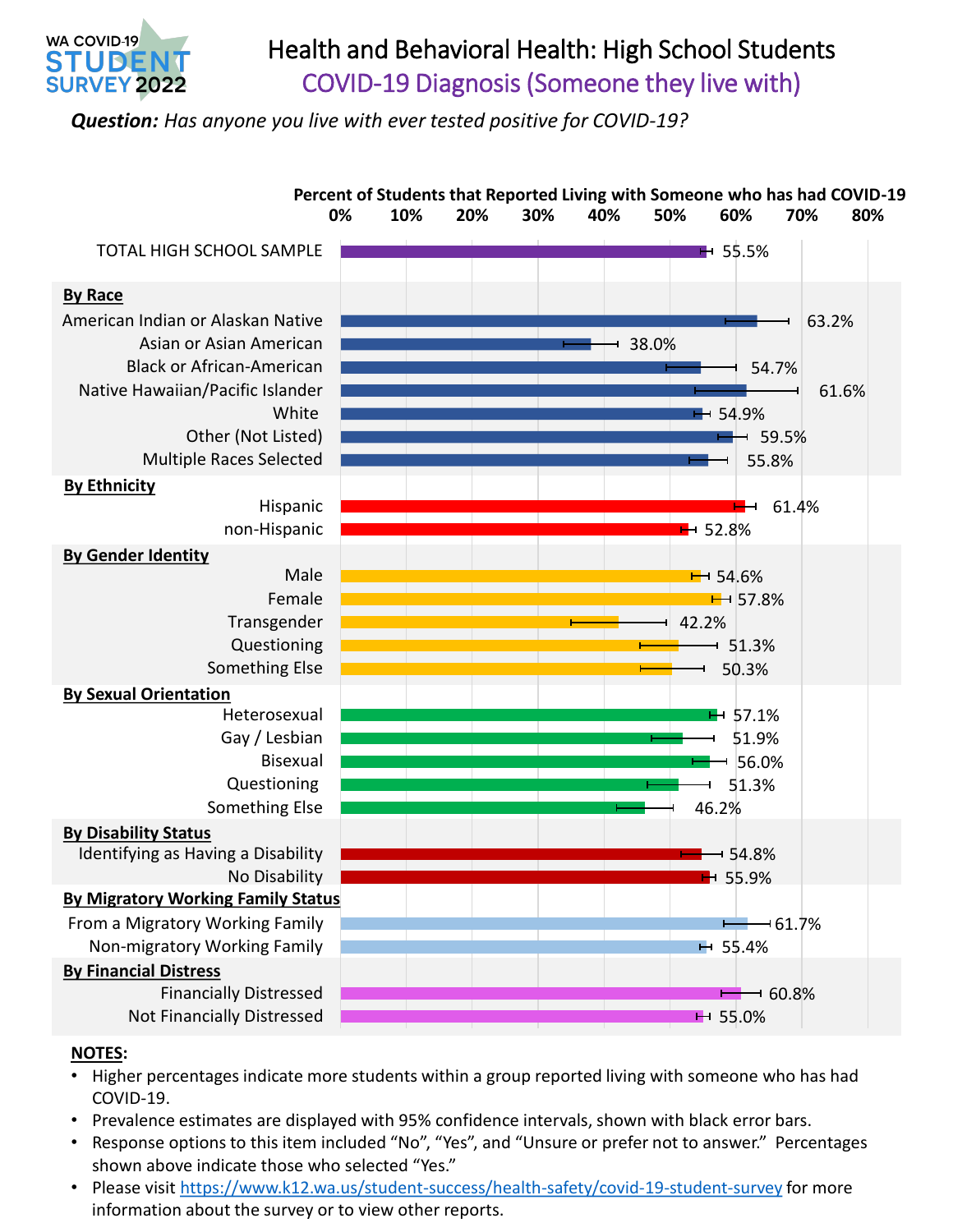WA COVID-19 STUDENT SURVEY 2022

# Health and Behavioral Health: High School Students

## COVID-19 Diagnosis (Someone they live with)

***Question:*** *Has anyone you live with ever tested positive for COVID-19?*

**Percent of Students that Reported Living with Someone who has had COVID-19**

| Group | Percent |
|---|---|
| TOTAL HIGH SCHOOL SAMPLE | 55.5% |
| **By Race** | |
| American Indian or Alaskan Native | 63.2% |
| Asian or Asian American | 38.0% |
| Black or African-American | 54.7% |
| Native Hawaiian/Pacific Islander | 61.6% |
| White | 54.9% |
| Other (Not Listed) | 59.5% |
| Multiple Races Selected | 55.8% |
| **By Ethnicity** | |
| Hispanic | 61.4% |
| non-Hispanic | 52.8% |
| **By Gender Identity** | |
| Male | 54.6% |
| Female | 57.8% |
| Transgender | 42.2% |
| Questioning | 51.3% |
| Something Else | 50.3% |
| **By Sexual Orientation** | |
| Heterosexual | 57.1% |
| Gay / Lesbian | 51.9% |
| Bisexual | 56.0% |
| Questioning | 51.3% |
| Something Else | 46.2% |
| **By Disability Status** | |
| Identifying as Having a Disability | 54.8% |
| No Disability | 55.9% |
| **By Migratory Working Family Status** | |
| From a Migratory Working Family | 61.7% |
| Non-migratory Working Family | 55.4% |
| **By Financial Distress** | |
| Financially Distressed | 60.8% |
| Not Financially Distressed | 55.0% |

**NOTES:**

- Higher percentages indicate more students within a group reported living with someone who has had COVID-19.
- Prevalence estimates are displayed with 95% confidence intervals, shown with black error bars.
- Response options to this item included "No", "Yes", and "Unsure or prefer not to answer." Percentages shown above indicate those who selected "Yes."
- Please visit https://www.k12.wa.us/student-success/health-safety/covid-19-student-survey for more information about the survey or to view other reports.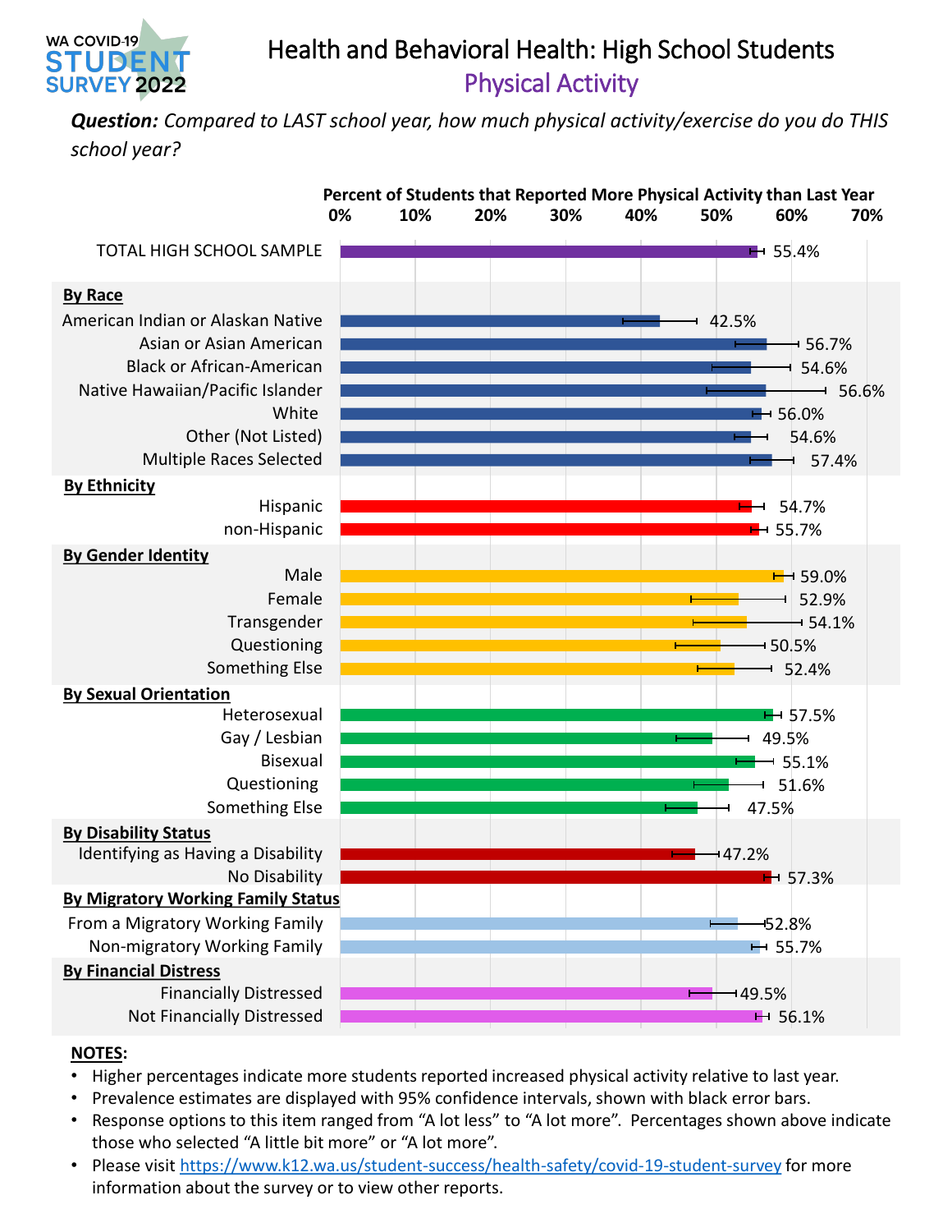WA COVID-19 STUDENT SURVEY 2022

# Health and Behavioral Health: High School Students

## Physical Activity

***Question:*** *Compared to LAST school year, how much physical activity/exercise do you do THIS school year?*

**Percent of Students that Reported More Physical Activity than Last Year**

| Group | Percent |
|---|---|
| TOTAL HIGH SCHOOL SAMPLE | 55.4% |
| **By Race** | |
| American Indian or Alaskan Native | 42.5% |
| Asian or Asian American | 56.7% |
| Black or African-American | 54.6% |
| Native Hawaiian/Pacific Islander | 56.6% |
| White | 56.0% |
| Other (Not Listed) | 54.6% |
| Multiple Races Selected | 57.4% |
| **By Ethnicity** | |
| Hispanic | 54.7% |
| non-Hispanic | 55.7% |
| **By Gender Identity** | |
| Male | 59.0% |
| Female | 52.9% |
| Transgender | 54.1% |
| Questioning | 50.5% |
| Something Else | 52.4% |
| **By Sexual Orientation** | |
| Heterosexual | 57.5% |
| Gay / Lesbian | 49.5% |
| Bisexual | 55.1% |
| Questioning | 51.6% |
| Something Else | 47.5% |
| **By Disability Status** | |
| Identifying as Having a Disability | 47.2% |
| No Disability | 57.3% |
| **By Migratory Working Family Status** | |
| From a Migratory Working Family | 52.8% |
| Non-migratory Working Family | 55.7% |
| **By Financial Distress** | |
| Financially Distressed | 49.5% |
| Not Financially Distressed | 56.1% |

**NOTES:**

- Higher percentages indicate more students reported increased physical activity relative to last year.
- Prevalence estimates are displayed with 95% confidence intervals, shown with black error bars.
- Response options to this item ranged from "A lot less" to "A lot more". Percentages shown above indicate those who selected "A little bit more" or "A lot more".
- Please visit https://www.k12.wa.us/student-success/health-safety/covid-19-student-survey for more information about the survey or to view other reports.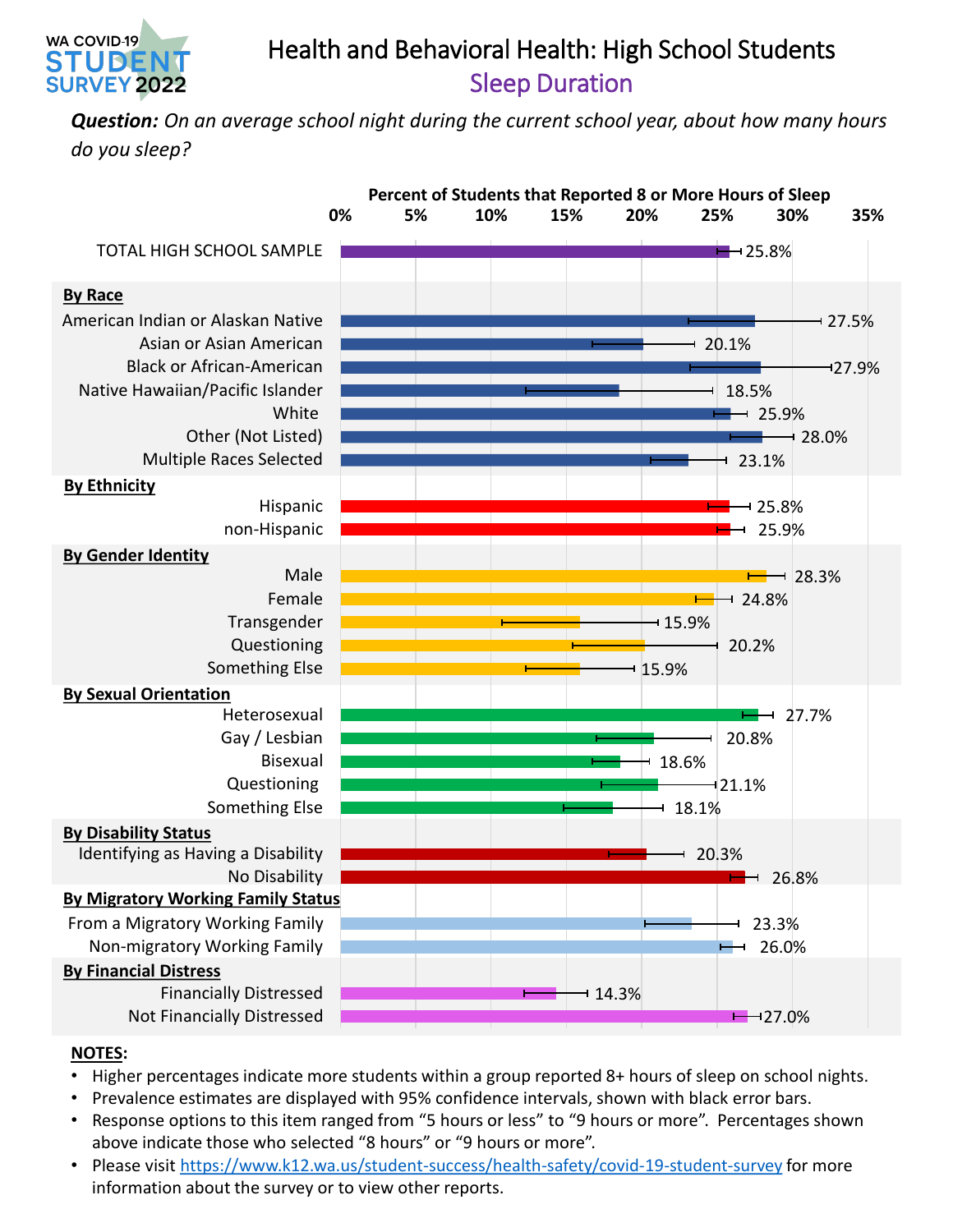# Health and Behavioral Health: High School Students

## Sleep Duration

***Question:*** *On an average school night during the current school year, about how many hours do you sleep?*

**Percent of Students that Reported 8 or More Hours of Sleep**

| Group | Percent |
|---|---|
| TOTAL HIGH SCHOOL SAMPLE | 25.8% |
| **By Race** | |
| American Indian or Alaskan Native | 27.5% |
| Asian or Asian American | 20.1% |
| Black or African-American | 27.9% |
| Native Hawaiian/Pacific Islander | 18.5% |
| White | 25.9% |
| Other (Not Listed) | 28.0% |
| Multiple Races Selected | 23.1% |
| **By Ethnicity** | |
| Hispanic | 25.8% |
| non-Hispanic | 25.9% |
| **By Gender Identity** | |
| Male | 28.3% |
| Female | 24.8% |
| Transgender | 15.9% |
| Questioning | 20.2% |
| Something Else | 15.9% |
| **By Sexual Orientation** | |
| Heterosexual | 27.7% |
| Gay / Lesbian | 20.8% |
| Bisexual | 18.6% |
| Questioning | 21.1% |
| Something Else | 18.1% |
| **By Disability Status** | |
| Identifying as Having a Disability | 20.3% |
| No Disability | 26.8% |
| **By Migratory Working Family Status** | |
| From a Migratory Working Family | 23.3% |
| Non-migratory Working Family | 26.0% |
| **By Financial Distress** | |
| Financially Distressed | 14.3% |
| Not Financially Distressed | 27.0% |

**NOTES:**

- Higher percentages indicate more students within a group reported 8+ hours of sleep on school nights.
- Prevalence estimates are displayed with 95% confidence intervals, shown with black error bars.
- Response options to this item ranged from “5 hours or less” to “9 hours or more”. Percentages shown above indicate those who selected “8 hours” or “9 hours or more”.
- Please visit https://www.k12.wa.us/student-success/health-safety/covid-19-student-survey for more information about the survey or to view other reports.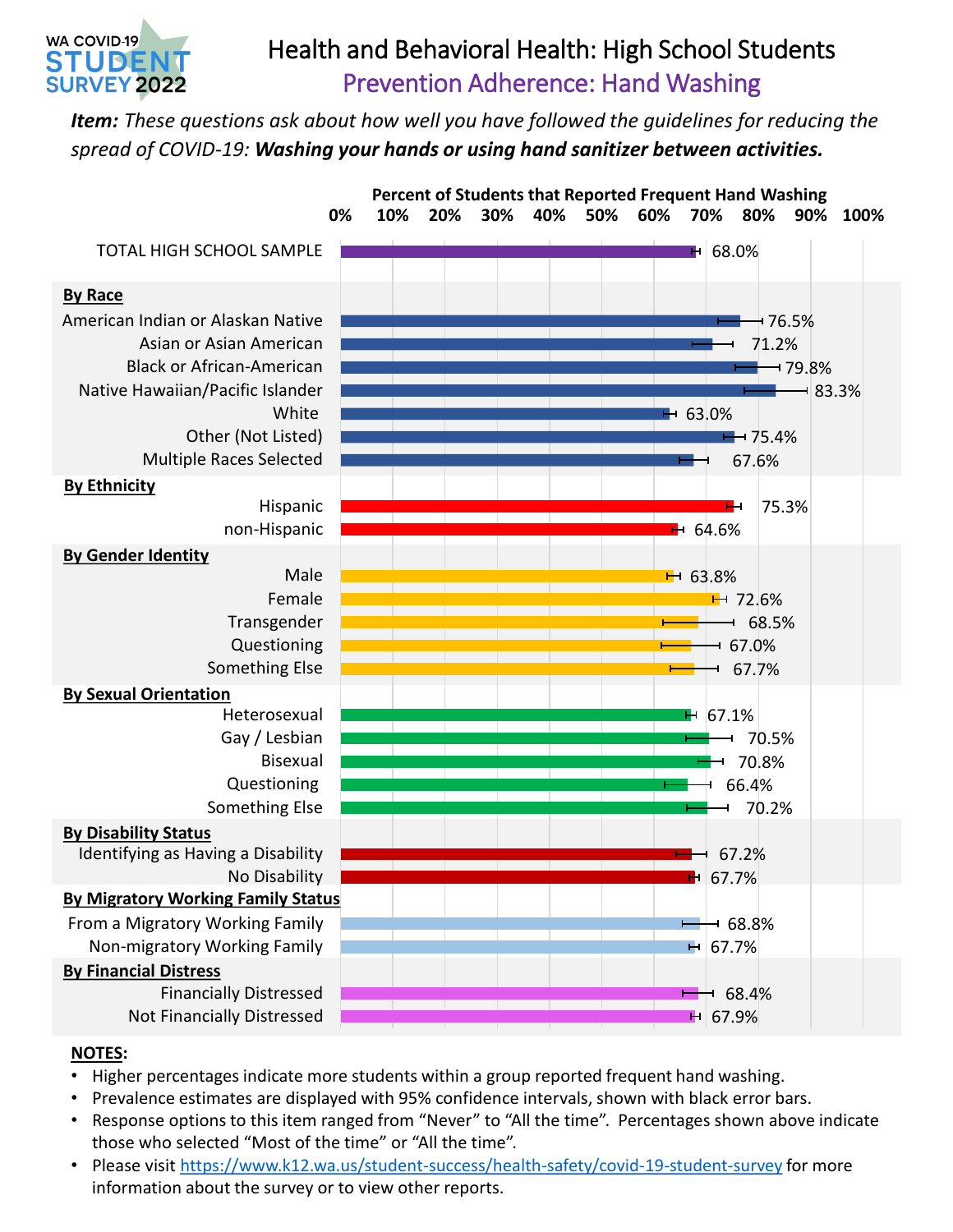WA COVID-19 STUDENT SURVEY 2022

# Health and Behavioral Health: High School Students

## Prevention Adherence: Hand Washing

***Item:*** *These questions ask about how well you have followed the guidelines for reducing the spread of COVID-19:* ***Washing your hands or using hand sanitizer between activities.***

**Percent of Students that Reported Frequent Hand Washing**

| Group | Percent |
|---|---|
| TOTAL HIGH SCHOOL SAMPLE | 68.0% |
| **By Race** | |
| American Indian or Alaskan Native | 76.5% |
| Asian or Asian American | 71.2% |
| Black or African-American | 79.8% |
| Native Hawaiian/Pacific Islander | 83.3% |
| White | 63.0% |
| Other (Not Listed) | 75.4% |
| Multiple Races Selected | 67.6% |
| **By Ethnicity** | |
| Hispanic | 75.3% |
| non-Hispanic | 64.6% |
| **By Gender Identity** | |
| Male | 63.8% |
| Female | 72.6% |
| Transgender | 68.5% |
| Questioning | 67.0% |
| Something Else | 67.7% |
| **By Sexual Orientation** | |
| Heterosexual | 67.1% |
| Gay / Lesbian | 70.5% |
| Bisexual | 70.8% |
| Questioning | 66.4% |
| Something Else | 70.2% |
| **By Disability Status** | |
| Identifying as Having a Disability | 67.2% |
| No Disability | 67.7% |
| **By Migratory Working Family Status** | |
| From a Migratory Working Family | 68.8% |
| Non-migratory Working Family | 67.7% |
| **By Financial Distress** | |
| Financially Distressed | 68.4% |
| Not Financially Distressed | 67.9% |

**NOTES**:

- Higher percentages indicate more students within a group reported frequent hand washing.
- Prevalence estimates are displayed with 95% confidence intervals, shown with black error bars.
- Response options to this item ranged from "Never" to "All the time". Percentages shown above indicate those who selected "Most of the time" or "All the time".
- Please visit https://www.k12.wa.us/student-success/health-safety/covid-19-student-survey for more information about the survey or to view other reports.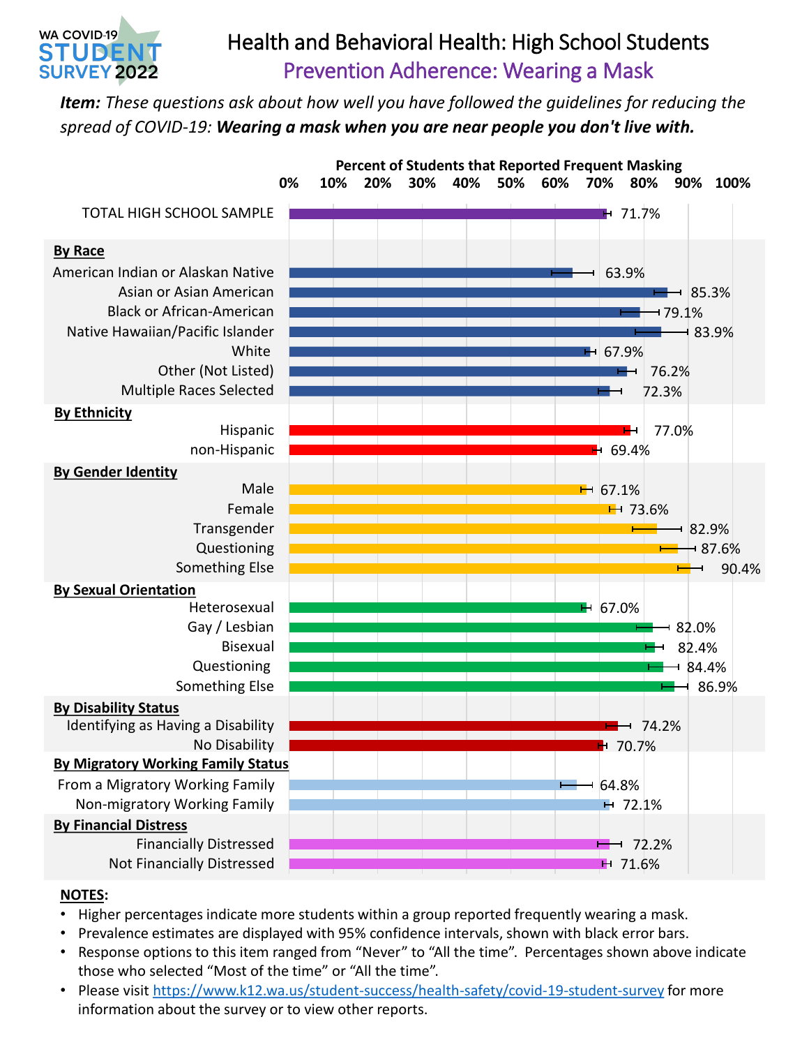WA COVID-19 STUDENT SURVEY 2022

# Health and Behavioral Health: High School Students

## Prevention Adherence: Wearing a Mask

***Item:** These questions ask about how well you have followed the guidelines for reducing the spread of COVID-19:* ***Wearing a mask when you are near people you don't live with.***

**Percent of Students that Reported Frequent Masking**

| Group | Percent |
|---|---|
| TOTAL HIGH SCHOOL SAMPLE | 71.7% |
| **By Race** | |
| American Indian or Alaskan Native | 63.9% |
| Asian or Asian American | 85.3% |
| Black or African-American | 79.1% |
| Native Hawaiian/Pacific Islander | 83.9% |
| White | 67.9% |
| Other (Not Listed) | 76.2% |
| Multiple Races Selected | 72.3% |
| **By Ethnicity** | |
| Hispanic | 77.0% |
| non-Hispanic | 69.4% |
| **By Gender Identity** | |
| Male | 67.1% |
| Female | 73.6% |
| Transgender | 82.9% |
| Questioning | 87.6% |
| Something Else | 90.4% |
| **By Sexual Orientation** | |
| Heterosexual | 67.0% |
| Gay / Lesbian | 82.0% |
| Bisexual | 82.4% |
| Questioning | 84.4% |
| Something Else | 86.9% |
| **By Disability Status** | |
| Identifying as Having a Disability | 74.2% |
| No Disability | 70.7% |
| **By Migratory Working Family Status** | |
| From a Migratory Working Family | 64.8% |
| Non-migratory Working Family | 72.1% |
| **By Financial Distress** | |
| Financially Distressed | 72.2% |
| Not Financially Distressed | 71.6% |

**NOTES:**

- Higher percentages indicate more students within a group reported frequently wearing a mask.
- Prevalence estimates are displayed with 95% confidence intervals, shown with black error bars.
- Response options to this item ranged from "Never" to "All the time". Percentages shown above indicate those who selected "Most of the time" or "All the time".
- Please visit https://www.k12.wa.us/student-success/health-safety/covid-19-student-survey for more information about the survey or to view other reports.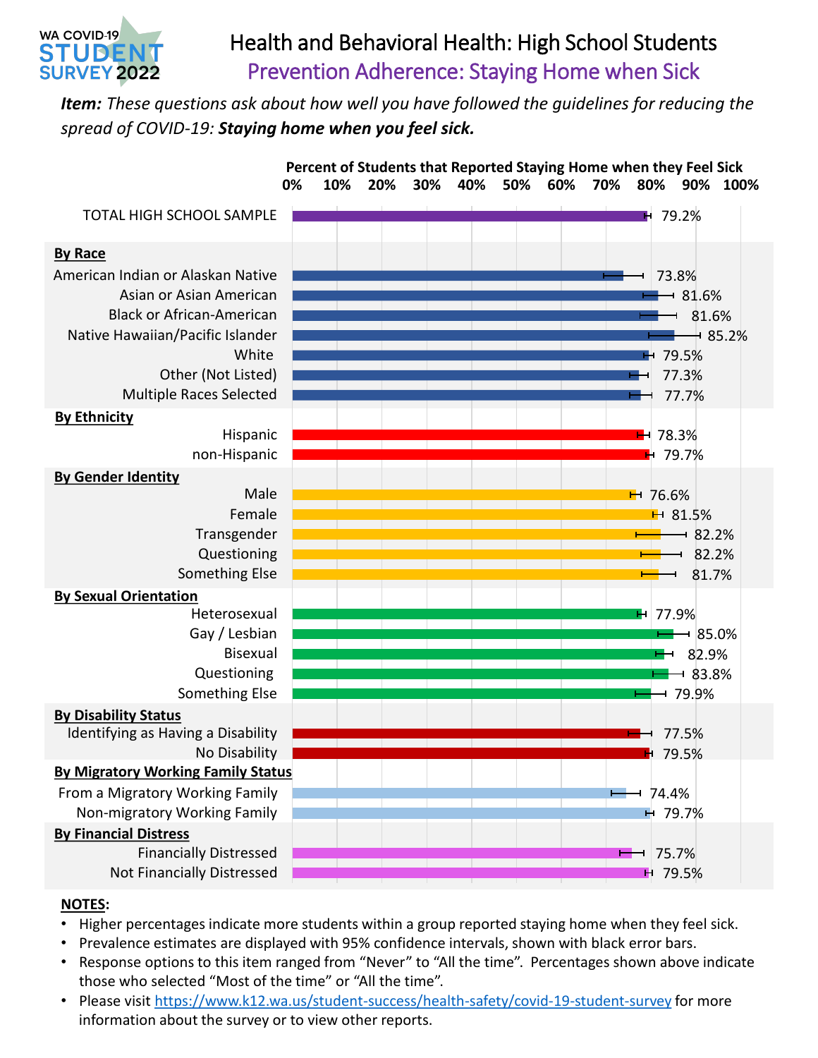WA COVID-19 STUDENT SURVEY 2022

# Health and Behavioral Health: High School Students

## Prevention Adherence: Staying Home when Sick

***Item:** These questions ask about how well you have followed the guidelines for reducing the spread of COVID-19: **Staying home when you feel sick.***

**Percent of Students that Reported Staying Home when they Feel Sick**

| Group | Percent |
|---|---|
| TOTAL HIGH SCHOOL SAMPLE | 79.2% |
| **By Race** | |
| American Indian or Alaskan Native | 73.8% |
| Asian or Asian American | 81.6% |
| Black or African-American | 81.6% |
| Native Hawaiian/Pacific Islander | 85.2% |
| White | 79.5% |
| Other (Not Listed) | 77.3% |
| Multiple Races Selected | 77.7% |
| **By Ethnicity** | |
| Hispanic | 78.3% |
| non-Hispanic | 79.7% |
| **By Gender Identity** | |
| Male | 76.6% |
| Female | 81.5% |
| Transgender | 82.2% |
| Questioning | 82.2% |
| Something Else | 81.7% |
| **By Sexual Orientation** | |
| Heterosexual | 77.9% |
| Gay / Lesbian | 85.0% |
| Bisexual | 82.9% |
| Questioning | 83.8% |
| Something Else | 79.9% |
| **By Disability Status** | |
| Identifying as Having a Disability | 77.5% |
| No Disability | 79.5% |
| **By Migratory Working Family Status** | |
| From a Migratory Working Family | 74.4% |
| Non-migratory Working Family | 79.7% |
| **By Financial Distress** | |
| Financially Distressed | 75.7% |
| Not Financially Distressed | 79.5% |

**NOTES:**

- Higher percentages indicate more students within a group reported staying home when they feel sick.
- Prevalence estimates are displayed with 95% confidence intervals, shown with black error bars.
- Response options to this item ranged from "Never" to "All the time". Percentages shown above indicate those who selected "Most of the time" or "All the time".
- Please visit https://www.k12.wa.us/student-success/health-safety/covid-19-student-survey for more information about the survey or to view other reports.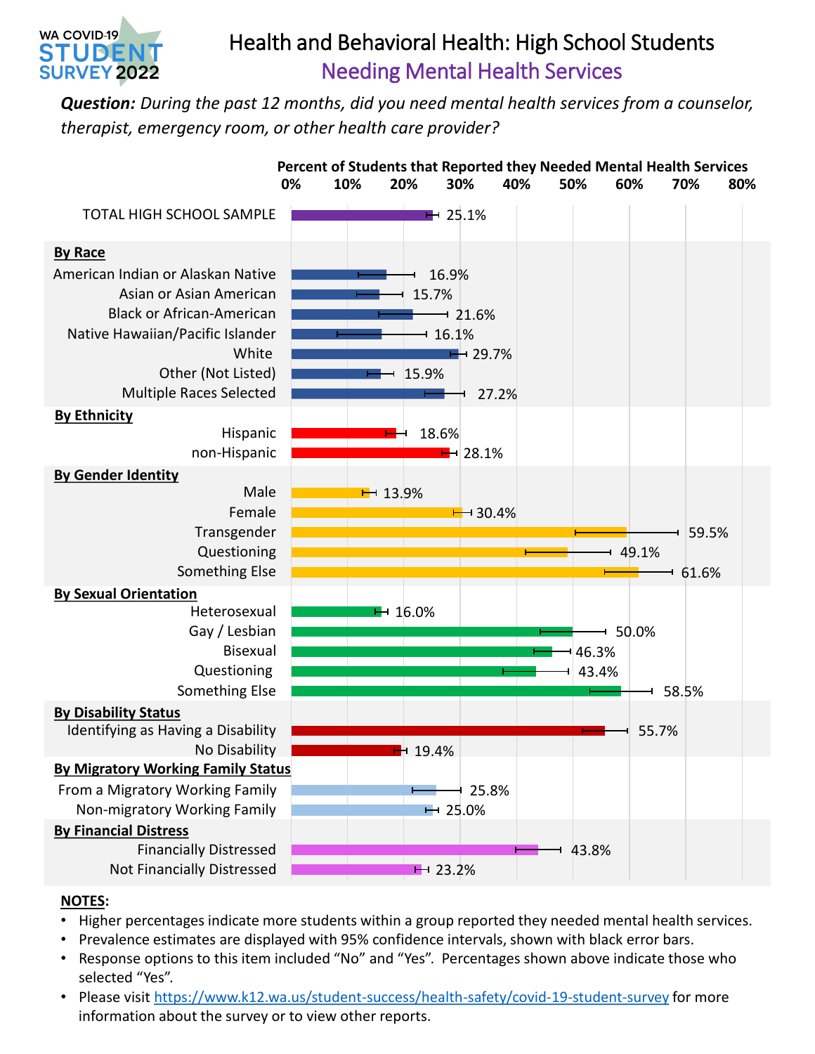WA COVID-19 STUDENT SURVEY 2022

# Health and Behavioral Health: High School Students
## Needing Mental Health Services

***Question:*** *During the past 12 months, did you need mental health services from a counselor, therapist, emergency room, or other health care provider?*

**Percent of Students that Reported they Needed Mental Health Services**

| Group | Percent |
|---|---|
| TOTAL HIGH SCHOOL SAMPLE | 25.1% |
| **By Race** | |
| American Indian or Alaskan Native | 16.9% |
| Asian or Asian American | 15.7% |
| Black or African-American | 21.6% |
| Native Hawaiian/Pacific Islander | 16.1% |
| White | 29.7% |
| Other (Not Listed) | 15.9% |
| Multiple Races Selected | 27.2% |
| **By Ethnicity** | |
| Hispanic | 18.6% |
| non-Hispanic | 28.1% |
| **By Gender Identity** | |
| Male | 13.9% |
| Female | 30.4% |
| Transgender | 59.5% |
| Questioning | 49.1% |
| Something Else | 61.6% |
| **By Sexual Orientation** | |
| Heterosexual | 16.0% |
| Gay / Lesbian | 50.0% |
| Bisexual | 46.3% |
| Questioning | 43.4% |
| Something Else | 58.5% |
| **By Disability Status** | |
| Identifying as Having a Disability | 55.7% |
| No Disability | 19.4% |
| **By Migratory Working Family Status** | |
| From a Migratory Working Family | 25.8% |
| Non-migratory Working Family | 25.0% |
| **By Financial Distress** | |
| Financially Distressed | 43.8% |
| Not Financially Distressed | 23.2% |

**NOTES:**

- Higher percentages indicate more students within a group reported they needed mental health services.
- Prevalence estimates are displayed with 95% confidence intervals, shown with black error bars.
- Response options to this item included "No" and "Yes". Percentages shown above indicate those who selected "Yes".
- Please visit https://www.k12.wa.us/student-success/health-safety/covid-19-student-survey for more information about the survey or to view other reports.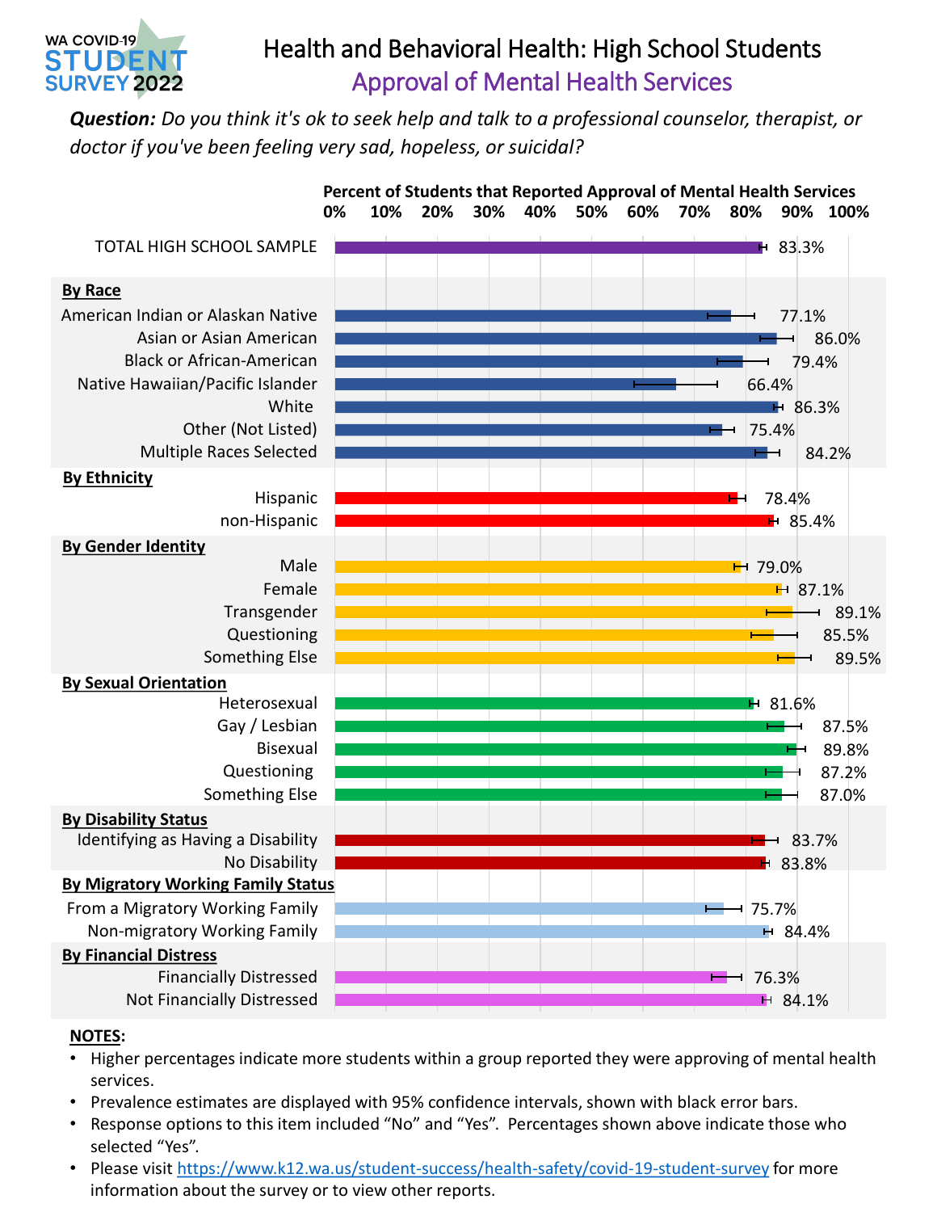WA COVID-19 STUDENT SURVEY 2022

# Health and Behavioral Health: High School Students

## Approval of Mental Health Services

***Question:*** *Do you think it's ok to seek help and talk to a professional counselor, therapist, or doctor if you've been feeling very sad, hopeless, or suicidal?*

**Percent of Students that Reported Approval of Mental Health Services**

| Group | Percent |
|---|---|
| TOTAL HIGH SCHOOL SAMPLE | 83.3% |
| **By Race** | |
| American Indian or Alaskan Native | 77.1% |
| Asian or Asian American | 86.0% |
| Black or African-American | 79.4% |
| Native Hawaiian/Pacific Islander | 66.4% |
| White | 86.3% |
| Other (Not Listed) | 75.4% |
| Multiple Races Selected | 84.2% |
| **By Ethnicity** | |
| Hispanic | 78.4% |
| non-Hispanic | 85.4% |
| **By Gender Identity** | |
| Male | 79.0% |
| Female | 87.1% |
| Transgender | 89.1% |
| Questioning | 85.5% |
| Something Else | 89.5% |
| **By Sexual Orientation** | |
| Heterosexual | 81.6% |
| Gay / Lesbian | 87.5% |
| Bisexual | 89.8% |
| Questioning | 87.2% |
| Something Else | 87.0% |
| **By Disability Status** | |
| Identifying as Having a Disability | 83.7% |
| No Disability | 83.8% |
| **By Migratory Working Family Status** | |
| From a Migratory Working Family | 75.7% |
| Non-migratory Working Family | 84.4% |
| **By Financial Distress** | |
| Financially Distressed | 76.3% |
| Not Financially Distressed | 84.1% |

**NOTES:**

- Higher percentages indicate more students within a group reported they were approving of mental health services.
- Prevalence estimates are displayed with 95% confidence intervals, shown with black error bars.
- Response options to this item included "No" and "Yes". Percentages shown above indicate those who selected "Yes".
- Please visit https://www.k12.wa.us/student-success/health-safety/covid-19-student-survey for more information about the survey or to view other reports.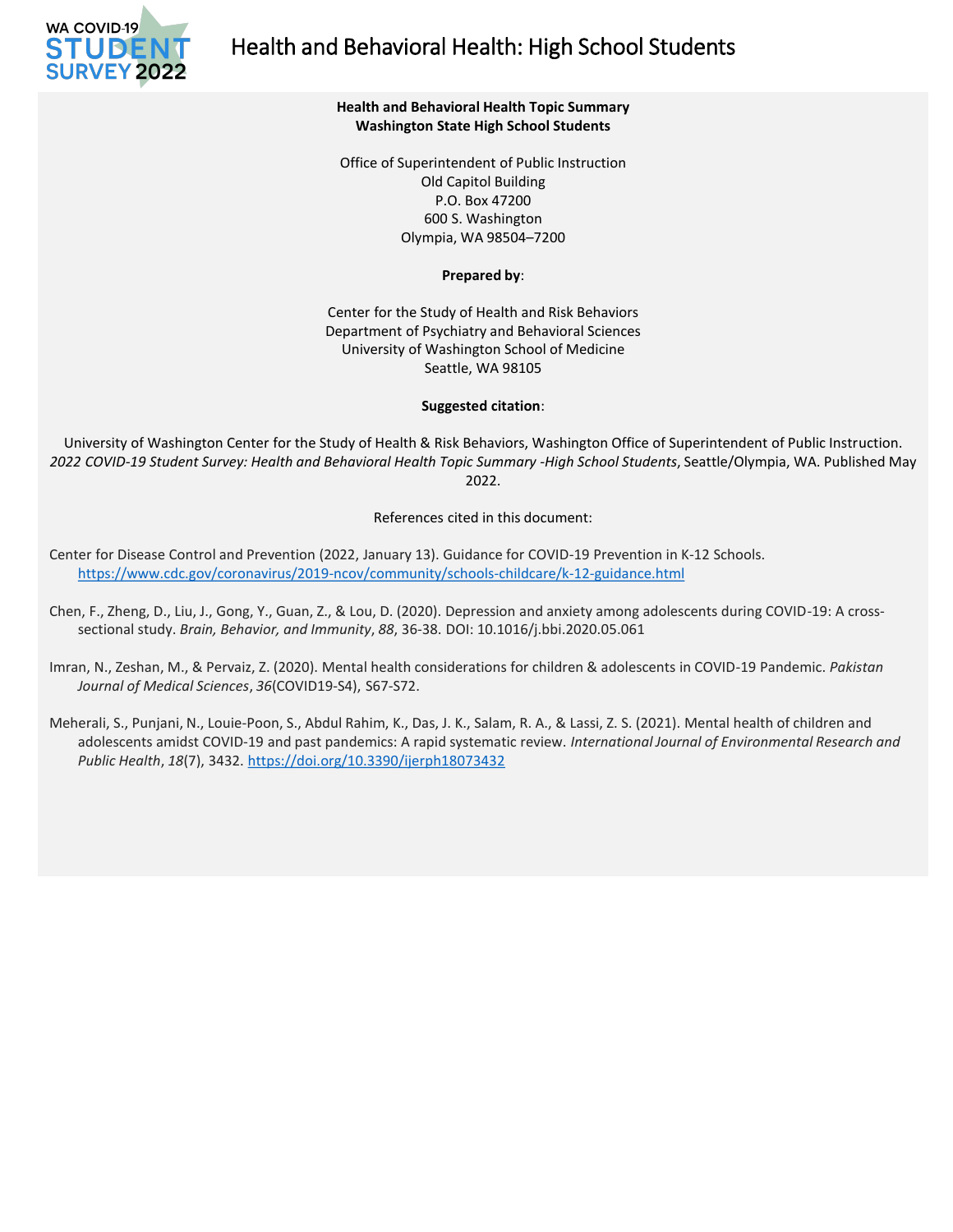**Health and Behavioral Health Topic Summary**
**Washington State High School Students**

Office of Superintendent of Public Instruction
Old Capitol Building
P.O. Box 47200
600 S. Washington
Olympia, WA 98504–7200

**Prepared by**:

Center for the Study of Health and Risk Behaviors
Department of Psychiatry and Behavioral Sciences
University of Washington School of Medicine
Seattle, WA 98105

**Suggested citation**:

University of Washington Center for the Study of Health & Risk Behaviors, Washington Office of Superintendent of Public Instruction. *2022 COVID-19 Student Survey: Health and Behavioral Health Topic Summary -High School Students*, Seattle/Olympia, WA. Published May 2022.

References cited in this document:

Center for Disease Control and Prevention (2022, January 13). Guidance for COVID-19 Prevention in K-12 Schools. https://www.cdc.gov/coronavirus/2019-ncov/community/schools-childcare/k-12-guidance.html

Chen, F., Zheng, D., Liu, J., Gong, Y., Guan, Z., & Lou, D. (2020). Depression and anxiety among adolescents during COVID-19: A cross-sectional study. *Brain, Behavior, and Immunity*, *88*, 36-38. DOI: 10.1016/j.bbi.2020.05.061

Imran, N., Zeshan, M., & Pervaiz, Z. (2020). Mental health considerations for children & adolescents in COVID-19 Pandemic. *Pakistan Journal of Medical Sciences*, *36*(COVID19-S4), S67-S72.

Meherali, S., Punjani, N., Louie-Poon, S., Abdul Rahim, K., Das, J. K., Salam, R. A., & Lassi, Z. S. (2021). Mental health of children and adolescents amidst COVID-19 and past pandemics: A rapid systematic review. *International Journal of Environmental Research and Public Health*, *18*(7), 3432. https://doi.org/10.3390/ijerph18073432